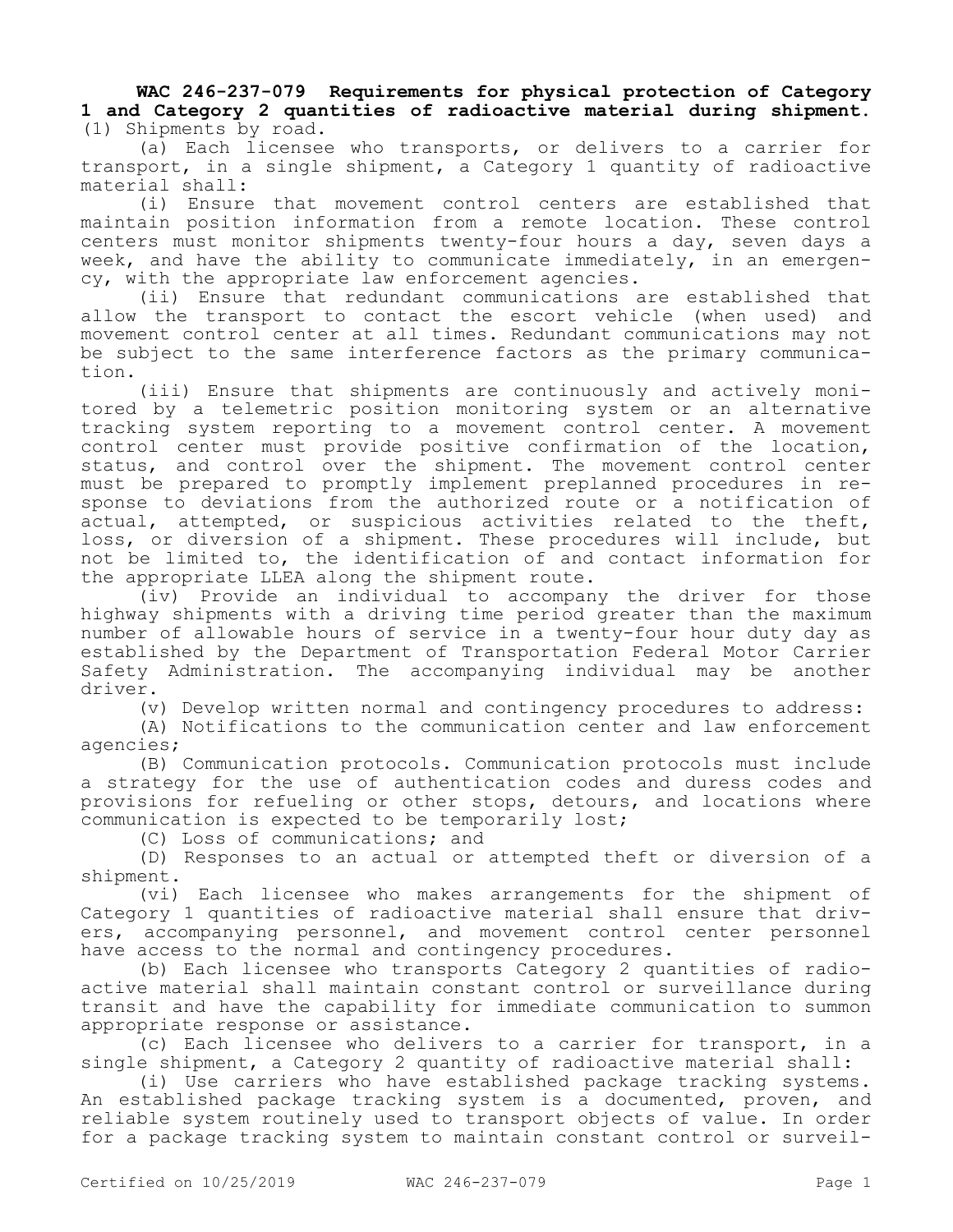**WAC 246-237-079 Requirements for physical protection of Category 1 and Category 2 quantities of radioactive material during shipment.** (1) Shipments by road.

(a) Each licensee who transports, or delivers to a carrier for transport, in a single shipment, a Category 1 quantity of radioactive material shall:

(i) Ensure that movement control centers are established that maintain position information from a remote location. These control centers must monitor shipments twenty-four hours a day, seven days a week, and have the ability to communicate immediately, in an emergency, with the appropriate law enforcement agencies.

(ii) Ensure that redundant communications are established that allow the transport to contact the escort vehicle (when used) and movement control center at all times. Redundant communications may not be subject to the same interference factors as the primary communication.

(iii) Ensure that shipments are continuously and actively monitored by a telemetric position monitoring system or an alternative tracking system reporting to a movement control center. A movement control center must provide positive confirmation of the location, status, and control over the shipment. The movement control center must be prepared to promptly implement preplanned procedures in response to deviations from the authorized route or a notification of actual, attempted, or suspicious activities related to the theft, loss, or diversion of a shipment. These procedures will include, but not be limited to, the identification of and contact information for the appropriate LLEA along the shipment route.

(iv) Provide an individual to accompany the driver for those highway shipments with a driving time period greater than the maximum number of allowable hours of service in a twenty-four hour duty day as established by the Department of Transportation Federal Motor Carrier Safety Administration. The accompanying individual may be another driver.

(v) Develop written normal and contingency procedures to address:

(A) Notifications to the communication center and law enforcement agencies;

(B) Communication protocols. Communication protocols must include a strategy for the use of authentication codes and duress codes and provisions for refueling or other stops, detours, and locations where communication is expected to be temporarily lost;

(C) Loss of communications; and

(D) Responses to an actual or attempted theft or diversion of a shipment.

(vi) Each licensee who makes arrangements for the shipment of Category 1 quantities of radioactive material shall ensure that drivers, accompanying personnel, and movement control center personnel have access to the normal and contingency procedures.

(b) Each licensee who transports Category 2 quantities of radioactive material shall maintain constant control or surveillance during transit and have the capability for immediate communication to summon appropriate response or assistance.

(c) Each licensee who delivers to a carrier for transport, in a single shipment, a Category 2 quantity of radioactive material shall:

(i) Use carriers who have established package tracking systems. An established package tracking system is a documented, proven, and reliable system routinely used to transport objects of value. In order for a package tracking system to maintain constant control or surveil-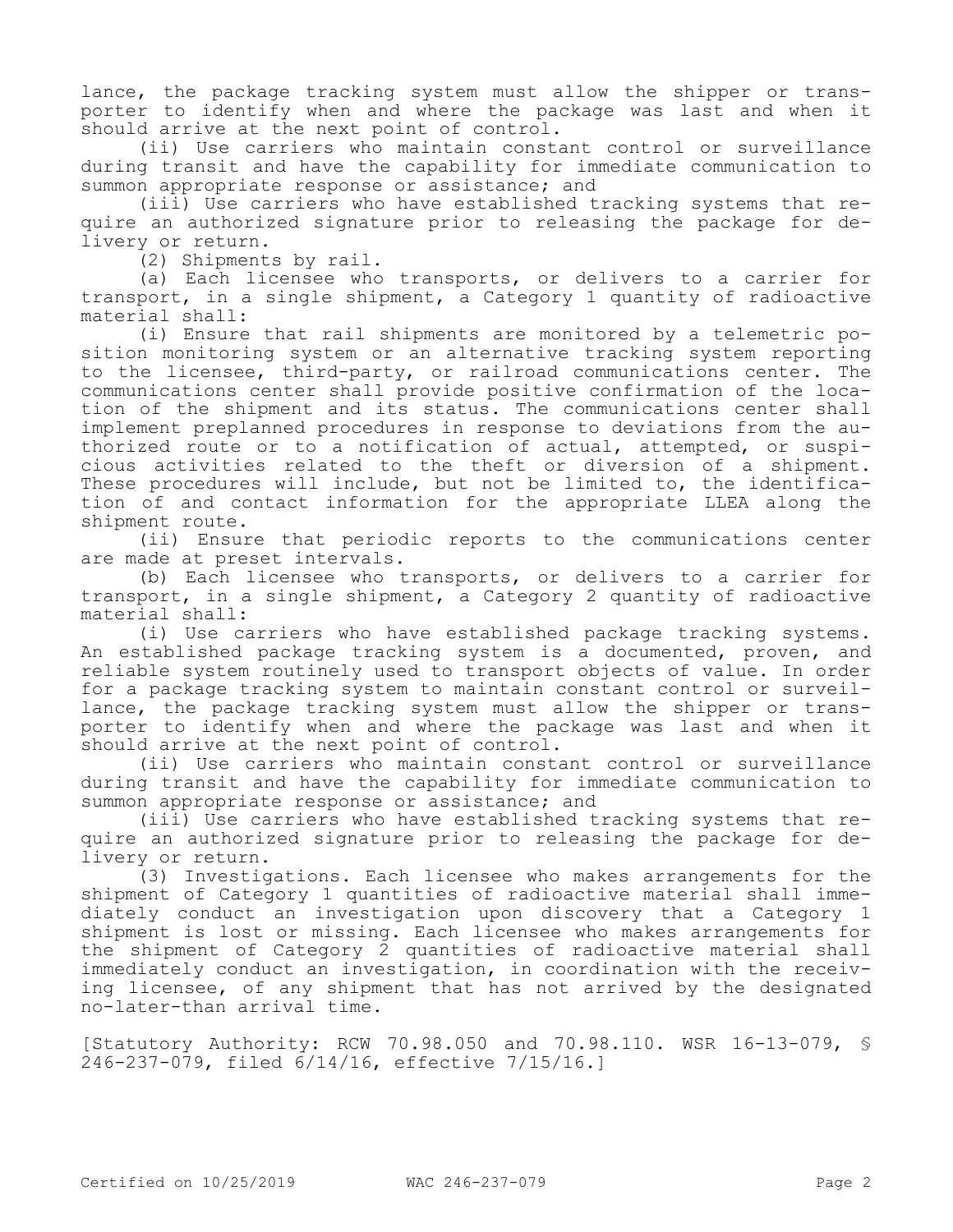lance, the package tracking system must allow the shipper or transporter to identify when and where the package was last and when it should arrive at the next point of control.

(ii) Use carriers who maintain constant control or surveillance during transit and have the capability for immediate communication to summon appropriate response or assistance; and

(iii) Use carriers who have established tracking systems that require an authorized signature prior to releasing the package for delivery or return.

(2) Shipments by rail.

(a) Each licensee who transports, or delivers to a carrier for transport, in a single shipment, a Category 1 quantity of radioactive material shall:

(i) Ensure that rail shipments are monitored by a telemetric position monitoring system or an alternative tracking system reporting to the licensee, third-party, or railroad communications center. The communications center shall provide positive confirmation of the location of the shipment and its status. The communications center shall implement preplanned procedures in response to deviations from the authorized route or to a notification of actual, attempted, or suspicious activities related to the theft or diversion of a shipment. These procedures will include, but not be limited to, the identification of and contact information for the appropriate LLEA along the shipment route.

(ii) Ensure that periodic reports to the communications center are made at preset intervals.

(b) Each licensee who transports, or delivers to a carrier for transport, in a single shipment, a Category 2 quantity of radioactive material shall:

(i) Use carriers who have established package tracking systems. An established package tracking system is a documented, proven, and reliable system routinely used to transport objects of value. In order for a package tracking system to maintain constant control or surveillance, the package tracking system must allow the shipper or transporter to identify when and where the package was last and when it should arrive at the next point of control.

(ii) Use carriers who maintain constant control or surveillance during transit and have the capability for immediate communication to summon appropriate response or assistance; and

(iii) Use carriers who have established tracking systems that require an authorized signature prior to releasing the package for delivery or return.

(3) Investigations. Each licensee who makes arrangements for the shipment of Category 1 quantities of radioactive material shall immediately conduct an investigation upon discovery that a Category 1 shipment is lost or missing. Each licensee who makes arrangements for the shipment of Category 2 quantities of radioactive material shall immediately conduct an investigation, in coordination with the receiving licensee, of any shipment that has not arrived by the designated no-later-than arrival time.

[Statutory Authority: RCW 70.98.050 and 70.98.110. WSR 16-13-079, § 246-237-079, filed 6/14/16, effective 7/15/16.]